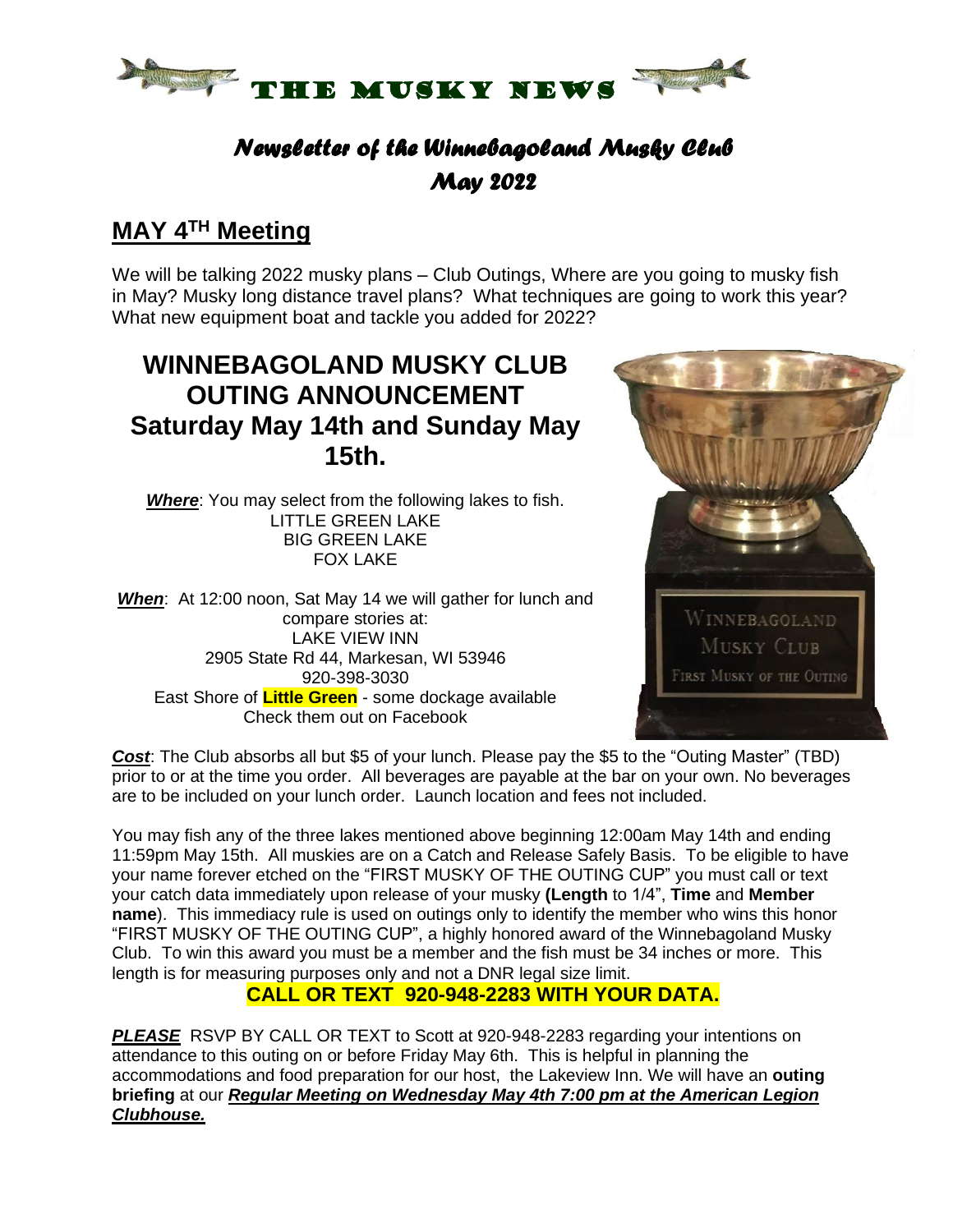# THE MUSKY NEWS

## *Newsletter of the Winnebagoland Musky Club*
## *May 2022*

## MAY 4TH Meeting

We will be talking 2022 musky plans – Club Outings, Where are you going to musky fish in May? Musky long distance travel plans? What techniques are going to work this year? What new equipment boat and tackle you added for 2022?

## WINNEBAGOLAND MUSKY CLUB OUTING ANNOUNCEMENT Saturday May 14th and Sunday May 15th.

***Where***: You may select from the following lakes to fish.
LITTLE GREEN LAKE
BIG GREEN LAKE
FOX LAKE

***When***: At 12:00 noon, Sat May 14 we will gather for lunch and compare stories at:
LAKE VIEW INN
2905 State Rd 44, Markesan, WI 53946
920-398-3030
East Shore of **Little Green** - some dockage available
Check them out on Facebook

WINNEBAGOLAND MUSKY CLUB
FIRST MUSKY OF THE OUTING

***Cost***: The Club absorbs all but $5 of your lunch. Please pay the $5 to the "Outing Master" (TBD) prior to or at the time you order. All beverages are payable at the bar on your own. No beverages are to be included on your lunch order. Launch location and fees not included.

You may fish any of the three lakes mentioned above beginning 12:00am May 14th and ending 11:59pm May 15th. All muskies are on a Catch and Release Safely Basis. To be eligible to have your name forever etched on the "FIRST MUSKY OF THE OUTING CUP" you must call or text your catch data immediately upon release of your musky **(Length** to 1/4", **Time** and **Member name**). This immediacy rule is used on outings only to identify the member who wins this honor "FIRST MUSKY OF THE OUTING CUP", a highly honored award of the Winnebagoland Musky Club. To win this award you must be a member and the fish must be 34 inches or more. This length is for measuring purposes only and not a DNR legal size limit.

**CALL OR TEXT 920-948-2283 WITH YOUR DATA.**

***PLEASE*** RSVP BY CALL OR TEXT to Scott at 920-948-2283 regarding your intentions on attendance to this outing on or before Friday May 6th. This is helpful in planning the accommodations and food preparation for our host, the Lakeview Inn. We will have an **outing briefing** at our ***Regular Meeting on Wednesday May 4th 7:00 pm at the American Legion Clubhouse.***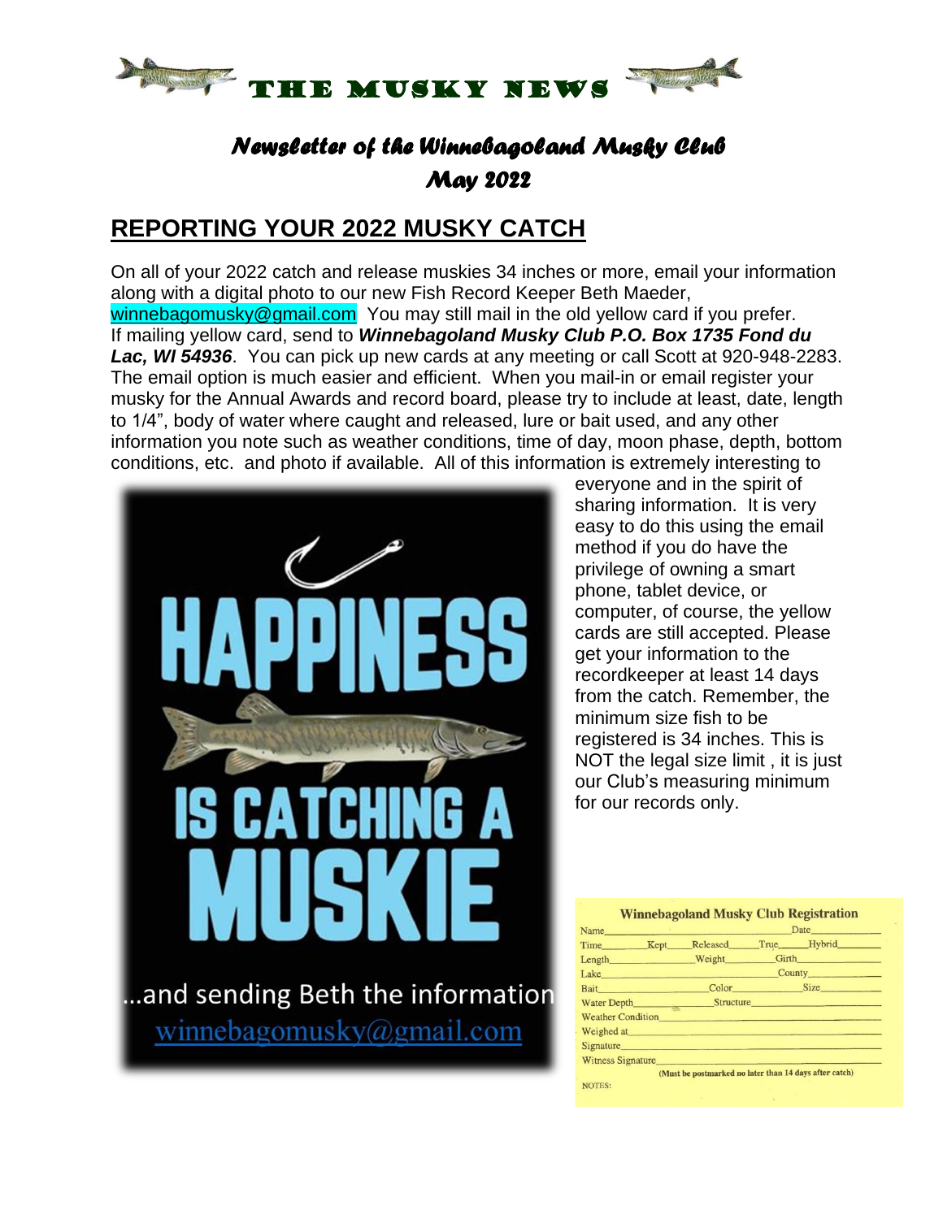# THE MUSKY NEWS

*Newsletter of the Winnebagoland Musky Club*
*May 2022*

## REPORTING YOUR 2022 MUSKY CATCH

On all of your 2022 catch and release muskies 34 inches or more, email your information along with a digital photo to our new Fish Record Keeper Beth Maeder, winnebagomusky@gmail.com You may still mail in the old yellow card if you prefer. If mailing yellow card, send to ***Winnebagoland Musky Club P.O. Box 1735 Fond du Lac, WI 54936***. You can pick up new cards at any meeting or call Scott at 920-948-2283. The email option is much easier and efficient. When you mail-in or email register your musky for the Annual Awards and record board, please try to include at least, date, length to 1/4", body of water where caught and released, lure or bait used, and any other information you note such as weather conditions, time of day, moon phase, depth, bottom conditions, etc. and photo if available. All of this information is extremely interesting to everyone and in the spirit of sharing information. It is very easy to do this using the email method if you do have the privilege of owning a smart phone, tablet device, or computer, of course, the yellow cards are still accepted. Please get your information to the recordkeeper at least 14 days from the catch. Remember, the minimum size fish to be registered is 34 inches. This is NOT the legal size limit , it is just our Club's measuring minimum for our records only.

HAPPINESS IS CATCHING A MUSKIE

...and sending Beth the information
winnebagomusky@gmail.com

**Winnebagoland Musky Club Registration**

Name\_\_\_\_\_\_\_\_\_\_ Date\_\_\_\_\_\_\_\_\_\_
Time\_\_\_\_\_ Kept\_\_\_\_\_ Released\_\_\_\_\_ True\_\_\_\_\_ Hybrid\_\_\_\_\_
Length\_\_\_\_\_\_\_\_ Weight\_\_\_\_\_\_\_\_ Girth\_\_\_\_\_\_\_\_
Lake\_\_\_\_\_\_\_\_\_\_ County\_\_\_\_\_\_\_\_\_\_
Bait\_\_\_\_\_\_\_\_ Color\_\_\_\_\_\_\_\_ Size\_\_\_\_\_\_\_\_
Water Depth\_\_\_\_\_\_\_\_ Structure\_\_\_\_\_\_\_\_
Weather Condition\_\_\_\_\_\_\_\_\_\_
Weighed at\_\_\_\_\_\_\_\_\_\_
Signature\_\_\_\_\_\_\_\_\_\_
Witness Signature\_\_\_\_\_\_\_\_\_\_
(Must be postmarked no later than 14 days after catch)
NOTES: